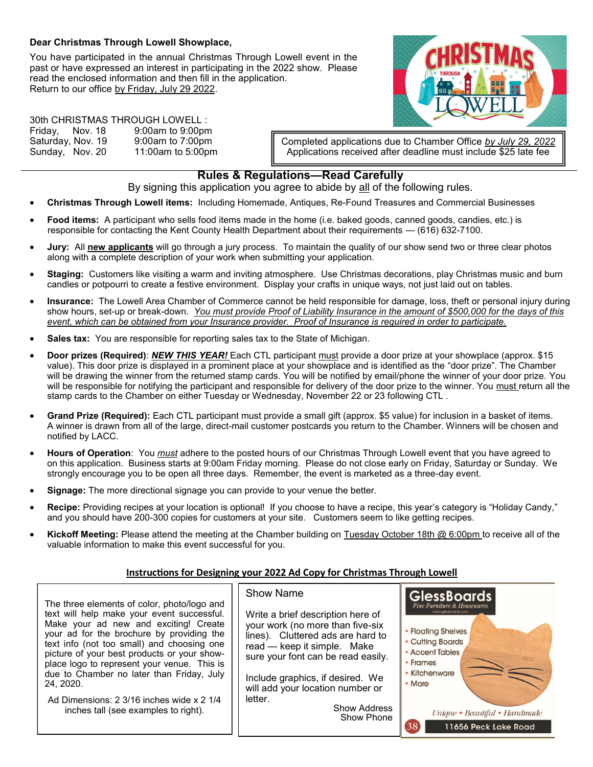**Dear Christmas Through Lowell Showplace,**

You have participated in the annual Christmas Through Lowell event in the past or have expressed an interest in participating in the 2022 show. Please read the enclosed information and then fill in the application. Return to our office by Friday, July 29 2022.

30th CHRISTMAS THROUGH LOWELL :

| | |
|---|---|
| Friday, Nov. 18 | 9:00am to 9:00pm |
| Saturday, Nov. 19 | 9:00am to 7:00pm |
| Sunday, Nov. 20 | 11:00am to 5:00pm |

Completed applications due to Chamber Office *by July 29, 2022*
Applications received after deadline must include $25 late fee

## Rules & Regulations—Read Carefully

By signing this application you agree to abide by all of the following rules.

- **Christmas Through Lowell items:** Including Homemade, Antiques, Re-Found Treasures and Commercial Businesses
- **Food items:** A participant who sells food items made in the home (i.e. baked goods, canned goods, candies, etc.) is responsible for contacting the Kent County Health Department about their requirements — (616) 632-7100.
- **Jury:** All **new applicants** will go through a jury process. To maintain the quality of our show send two or three clear photos along with a complete description of your work when submitting your application.
- **Staging:** Customers like visiting a warm and inviting atmosphere. Use Christmas decorations, play Christmas music and burn candles or potpourri to create a festive environment. Display your crafts in unique ways, not just laid out on tables.
- **Insurance:** The Lowell Area Chamber of Commerce cannot be held responsible for damage, loss, theft or personal injury during show hours, set-up or break-down. *You must provide Proof of Liability Insurance in the amount of $500,000 for the days of this event, which can be obtained from your Insurance provider. Proof of Insurance is required in order to participate.*
- **Sales tax:** You are responsible for reporting sales tax to the State of Michigan.
- **Door prizes (Required)**: ***NEW THIS YEAR!*** Each CTL participant must provide a door prize at your showplace (approx. $15 value). This door prize is displayed in a prominent place at your showplace and is identified as the "door prize". The Chamber will be drawing the winner from the returned stamp cards. You will be notified by email/phone the winner of your door prize. You will be responsible for notifying the participant and responsible for delivery of the door prize to the winner. You must return all the stamp cards to the Chamber on either Tuesday or Wednesday, November 22 or 23 following CTL .
- **Grand Prize (Required):** Each CTL participant must provide a small gift (approx. $5 value) for inclusion in a basket of items. A winner is drawn from all of the large, direct-mail customer postcards you return to the Chamber. Winners will be chosen and notified by LACC.
- **Hours of Operation**: You *must* adhere to the posted hours of our Christmas Through Lowell event that you have agreed to on this application. Business starts at 9:00am Friday morning. Please do not close early on Friday, Saturday or Sunday. We strongly encourage you to be open all three days. Remember, the event is marketed as a three-day event.
- **Signage:** The more directional signage you can provide to your venue the better.
- **Recipe:** Providing recipes at your location is optional! If you choose to have a recipe, this year's category is "Holiday Candy," and you should have 200-300 copies for customers at your site. Customers seem to like getting recipes.
- **Kickoff Meeting:** Please attend the meeting at the Chamber building on Tuesday October 18th @ 6:00pm to receive all of the valuable information to make this event successful for you.

### Instructions for Designing your 2022 Ad Copy for Christmas Through Lowell

The three elements of color, photo/logo and text will help make your event successful. Make your ad new and exciting! Create your ad for the brochure by providing the text info (not too small) and choosing one picture of your best products or your showplace logo to represent your venue. This is due to Chamber no later than Friday, July 24, 2020.

Ad Dimensions: 2 3/16 inches wide x 2 1/4 inches tall (see examples to right).

Show Name

Write a brief description here of your work (no more than five-six lines). Cluttered ads are hard to read — keep it simple. Make sure your font can be read easily.

Include graphics, if desired. We will add your location number or letter.

Show Address
Show Phone

GlessBoards
Fine Furniture & Housewares
www.glessboards.com

- Floating Shelves
- Cutting Boards
- Accent Tables
- Frames
- Kitchenware
- More

Unique • Beautiful • Handmade

38 11656 Peck Lake Road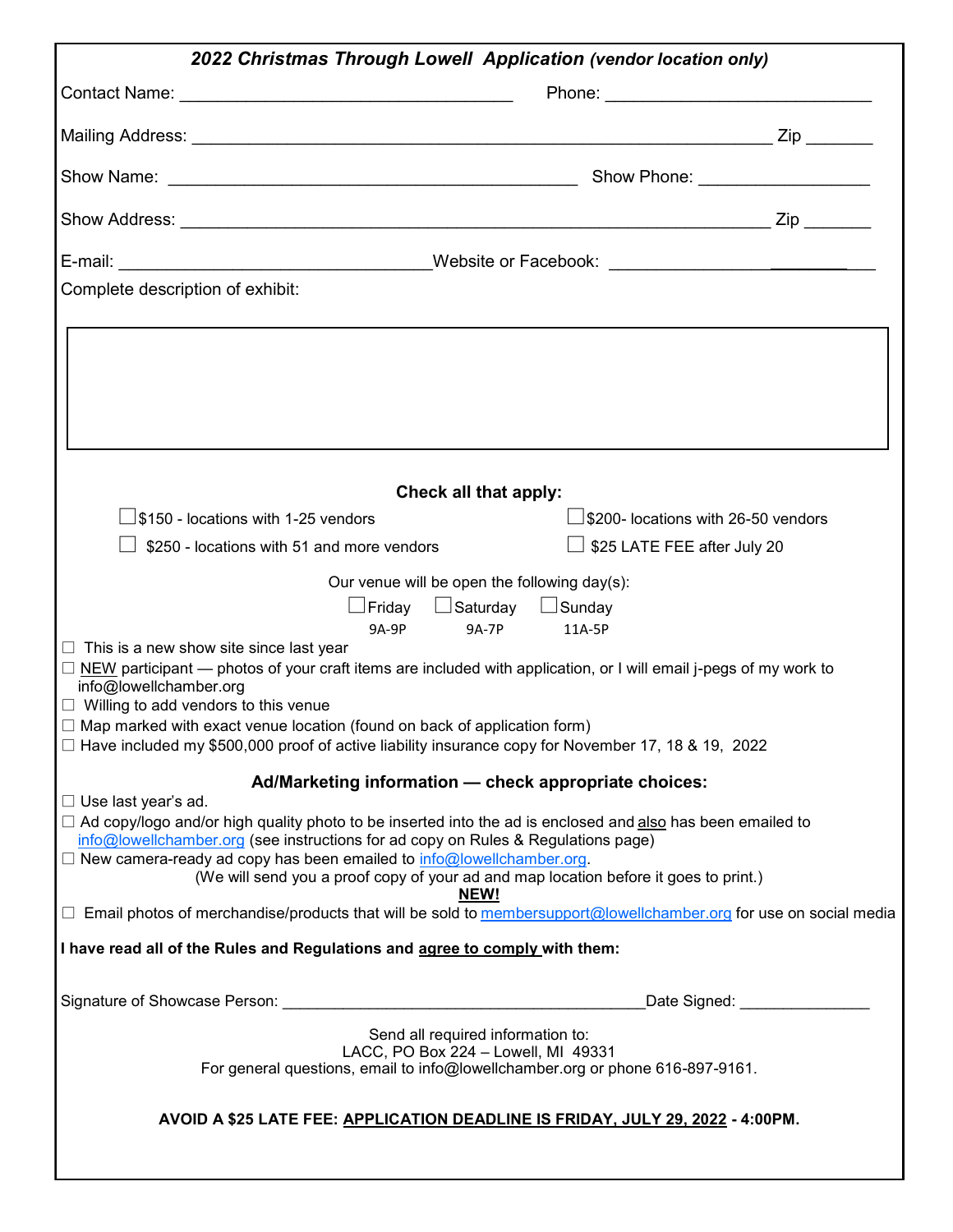## *2022 Christmas Through Lowell Application (vendor location only)*

Contact Name: ___________________________________ Phone: ____________________________

Mailing Address: _____________________________________________________________ Zip _______

Show Name: ___________________________________________ Show Phone: __________________

Show Address: ______________________________________________________________ Zip _______

E-mail: ________________________________ Website or Facebook: ___________________________

Complete description of exhibit:

**Check all that apply:**

☐ $150 - locations with 1-25 vendors ☐ $200- locations with 26-50 vendors

☐ $250 - locations with 51 and more vendors ☐ $25 LATE FEE after July 20

Our venue will be open the following day(s):

☐ Friday 9A-9P ☐ Saturday 9A-7P ☐ Sunday 11A-5P

☐ This is a new show site since last year

☐ NEW participant — photos of your craft items are included with application, or I will email j-pegs of my work to info@lowellchamber.org

☐ Willing to add vendors to this venue

☐ Map marked with exact venue location (found on back of application form)

☐ Have included my $500,000 proof of active liability insurance copy for November 17, 18 & 19, 2022

**Ad/Marketing information — check appropriate choices:**

☐ Use last year's ad.

☐ Ad copy/logo and/or high quality photo to be inserted into the ad is enclosed and also has been emailed to info@lowellchamber.org (see instructions for ad copy on Rules & Regulations page)

☐ New camera-ready ad copy has been emailed to info@lowellchamber.org.

(We will send you a proof copy of your ad and map location before it goes to print.)

**NEW!**

☐ Email photos of merchandise/products that will be sold to membersupport@lowellchamber.org for use on social media

**I have read all of the Rules and Regulations and agree to comply with them:**

Signature of Showcase Person: __________________________________________ Date Signed: _______________

Send all required information to:
LACC, PO Box 224 – Lowell, MI 49331
For general questions, email to info@lowellchamber.org or phone 616-897-9161.

**AVOID A $25 LATE FEE: APPLICATION DEADLINE IS FRIDAY, JULY 29, 2022 - 4:00PM.**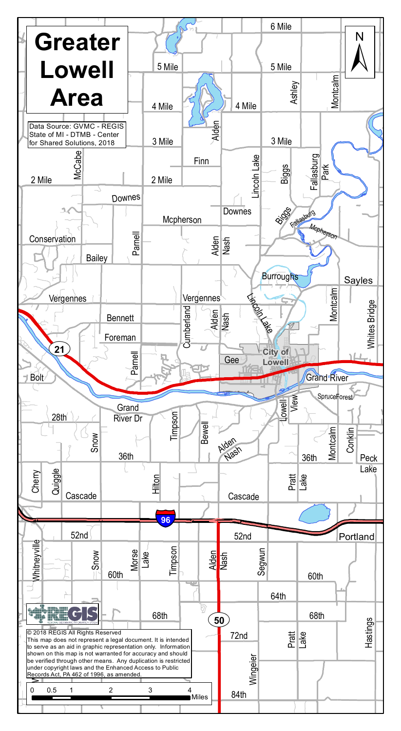# Greater Lowell Area

Data Source: GVMC - REGIS
State of MI - DTMB - Center for Shared Solutions, 2018

N

6 Mile

5 Mile

4 Mile

3 Mile

2 Mile

McCabe

Alden

Finn

Lincoln Lake

Biggs

Fallasburg Park

Ashley

Montcalm

Downes

Mcpherson

Conservation

Bailey

Parnell

Nash

Fallasburg

Burroughs

Sayles

Vergennes

Bennett

Foreman

Cumberland

Whites Bridge

21

City of Lowell

Gee

Bolt

Grand River

Spruce

Forest

Grand River Dr

28th

Timpson

Bewell

Lowell

View

Snow

36th

Conklin

Peck Lake

Cherry

Quiggle

Cascade

Hilton

Pratt Lake

96

52nd

Portland

Whitneyville

Morse Lake

Segwun

60th

64th

68th

50

72nd

Wingeier

Hastings

84th

REGIS
REGIONAL GEOGRAPHIC INFORMATION SYSTEM

© 2018 REGIS All Rights Reserved
This map does not represent a legal document. It is intended to serve as an aid in graphic representation only. Information shown on this map is not warranted for accuracy and should be verified through other means. Any duplication is restricted under copyright laws and the Enhanced Access to Public Records Act, PA 462 of 1996, as amended.

0 0.5 1 2 3 4 Miles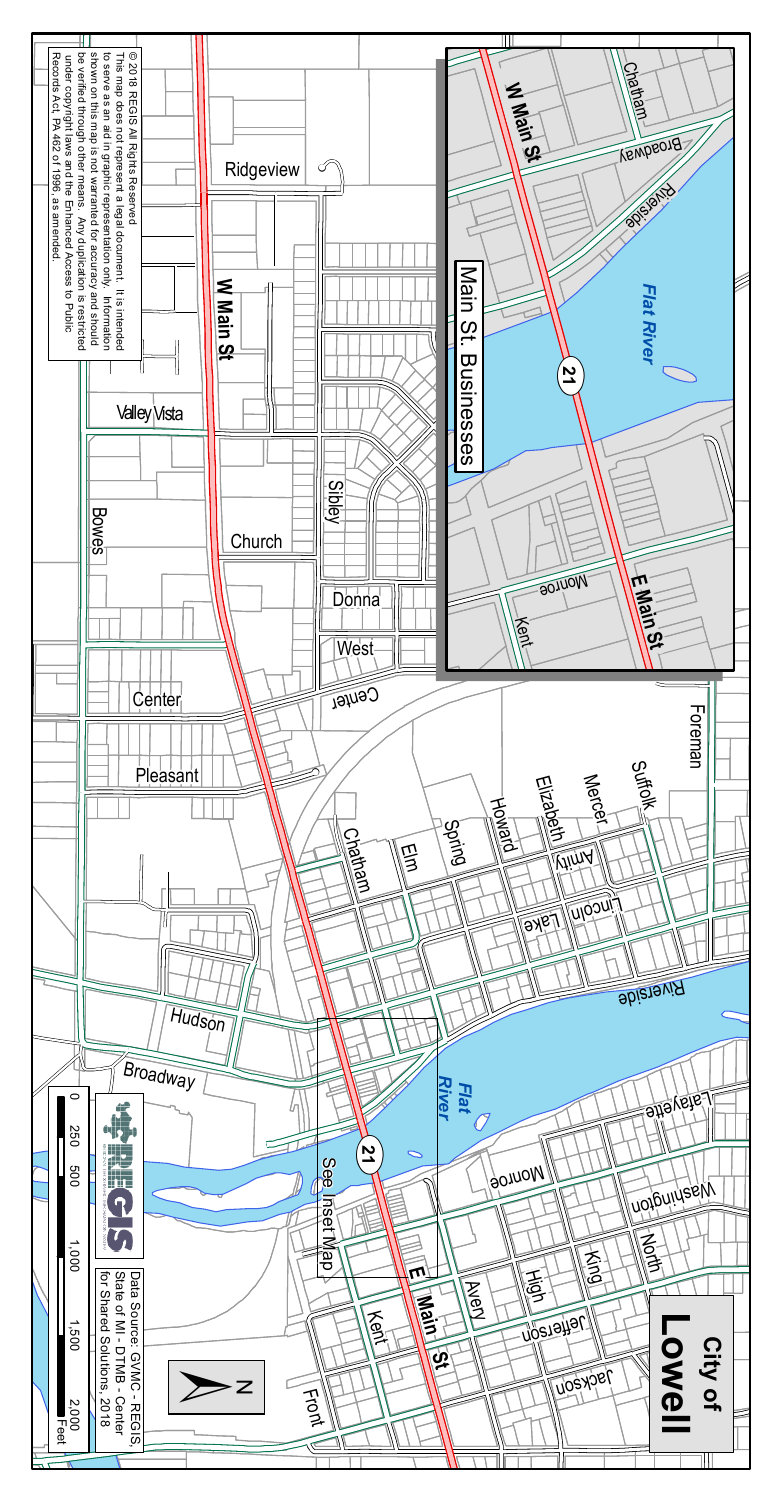# City of Lowell

Main St. Businesses

See Inset Map

Data Source: GVMC - REGIS, State of MI - DTMB - Center for Shared Solutions, 2018

0 250 500 1,000 1,500 2,000 Feet

© 2018 REGIS All Rights Reserved
This map does not represent a legal document. It is intended to serve as an aid in graphic representation only. Information shown on this map is not warranted for accuracy and should be verified through other means. Any duplication is restricted under copyright laws and the Enhanced Access to Public Records Act, PA 462 of 1996, as amended.